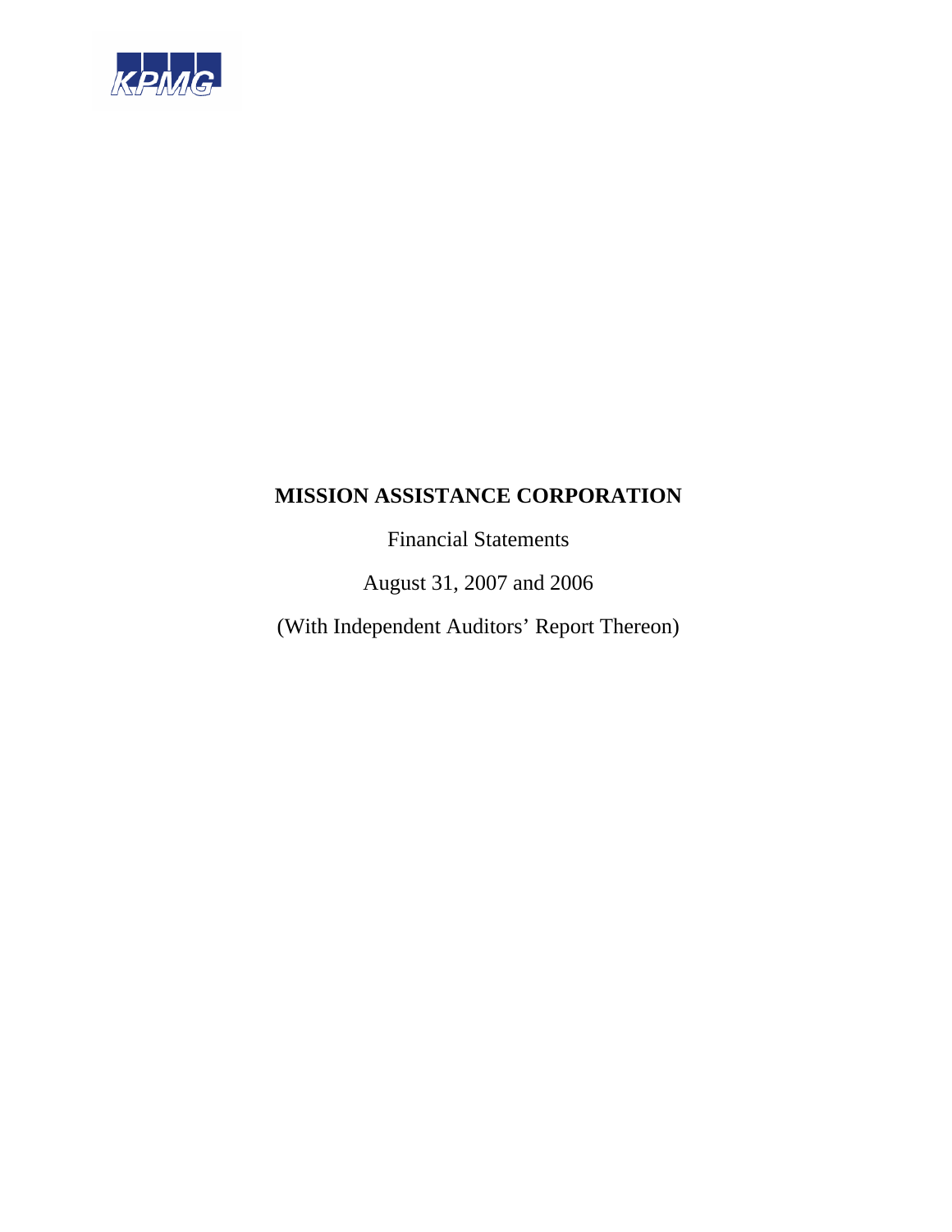KPMG

# MISSION ASSISTANCE CORPORATION

Financial Statements

August 31, 2007 and 2006

(With Independent Auditors' Report Thereon)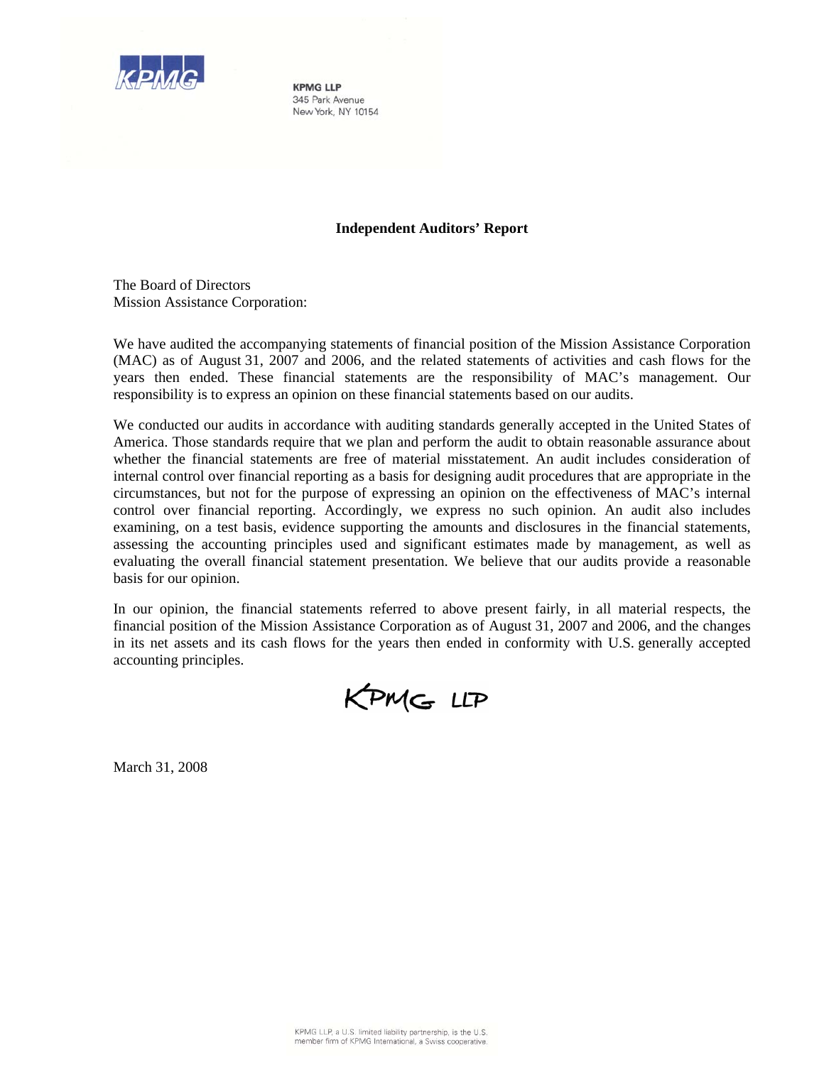KPMG LLP
345 Park Avenue
New York, NY 10154

# Independent Auditors' Report

The Board of Directors
Mission Assistance Corporation:

We have audited the accompanying statements of financial position of the Mission Assistance Corporation (MAC) as of August 31, 2007 and 2006, and the related statements of activities and cash flows for the years then ended. These financial statements are the responsibility of MAC's management. Our responsibility is to express an opinion on these financial statements based on our audits.

We conducted our audits in accordance with auditing standards generally accepted in the United States of America. Those standards require that we plan and perform the audit to obtain reasonable assurance about whether the financial statements are free of material misstatement. An audit includes consideration of internal control over financial reporting as a basis for designing audit procedures that are appropriate in the circumstances, but not for the purpose of expressing an opinion on the effectiveness of MAC's internal control over financial reporting. Accordingly, we express no such opinion. An audit also includes examining, on a test basis, evidence supporting the amounts and disclosures in the financial statements, assessing the accounting principles used and significant estimates made by management, as well as evaluating the overall financial statement presentation. We believe that our audits provide a reasonable basis for our opinion.

In our opinion, the financial statements referred to above present fairly, in all material respects, the financial position of the Mission Assistance Corporation as of August 31, 2007 and 2006, and the changes in its net assets and its cash flows for the years then ended in conformity with U.S. generally accepted accounting principles.

KPMG LLP

March 31, 2008

KPMG LLP, a U.S. limited liability partnership, is the U.S. member firm of KPMG International, a Swiss cooperative.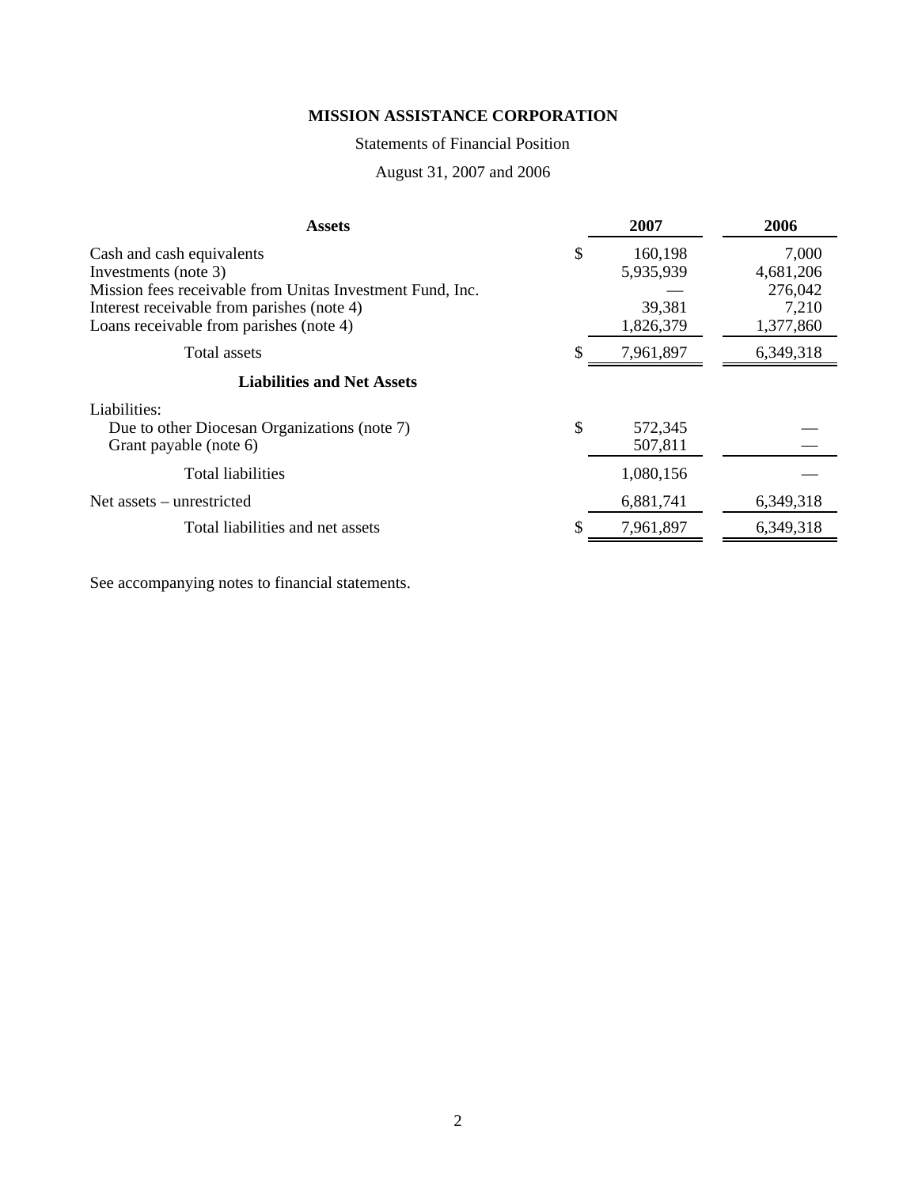**MISSION ASSISTANCE CORPORATION**

Statements of Financial Position

August 31, 2007 and 2006

| Assets | | 2007 | 2006 |
|---|---|---|---|
| Cash and cash equivalents | $ | 160,198 | 7,000 |
| Investments (note 3) | | 5,935,939 | 4,681,206 |
| Mission fees receivable from Unitas Investment Fund, Inc. | | — | 276,042 |
| Interest receivable from parishes (note 4) | | 39,381 | 7,210 |
| Loans receivable from parishes (note 4) | | 1,826,379 | 1,377,860 |
| Total assets | $ | 7,961,897 | 6,349,318 |
| **Liabilities and Net Assets** | | | |
| Liabilities: | | | |
| Due to other Diocesan Organizations (note 7) | $ | 572,345 | — |
| Grant payable (note 6) | | 507,811 | — |
| Total liabilities | | 1,080,156 | — |
| Net assets – unrestricted | | 6,881,741 | 6,349,318 |
| Total liabilities and net assets | $ | 7,961,897 | 6,349,318 |

See accompanying notes to financial statements.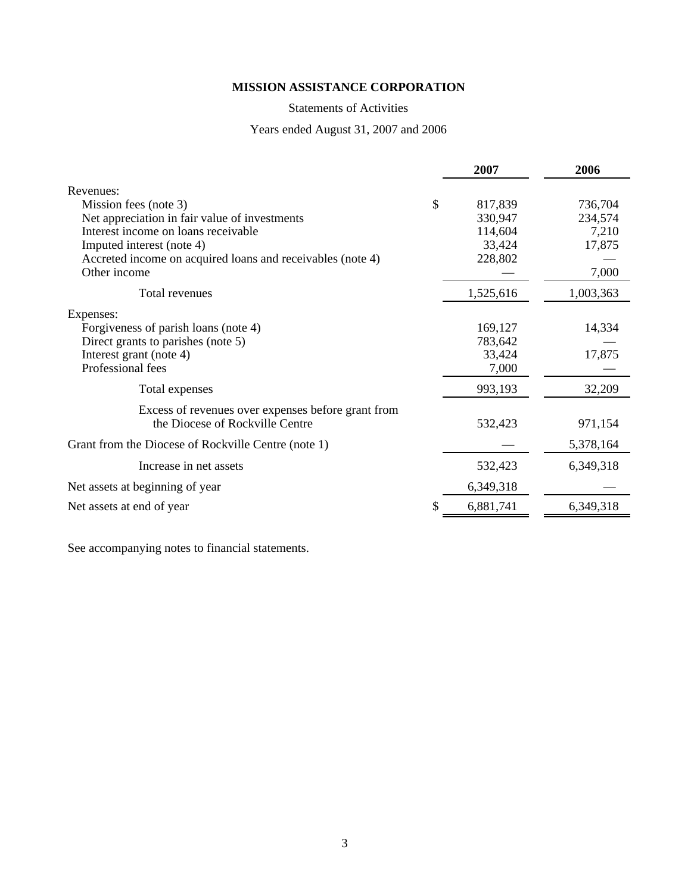# MISSION ASSISTANCE CORPORATION

Statements of Activities

Years ended August 31, 2007 and 2006

| | 2007 | 2006 |
|---|---|---|
| Revenues: | | |
| Mission fees (note 3) | $ 817,839 | 736,704 |
| Net appreciation in fair value of investments | 330,947 | 234,574 |
| Interest income on loans receivable | 114,604 | 7,210 |
| Imputed interest (note 4) | 33,424 | 17,875 |
| Accreted income on acquired loans and receivables (note 4) | 228,802 | — |
| Other income | — | 7,000 |
| Total revenues | 1,525,616 | 1,003,363 |
| Expenses: | | |
| Forgiveness of parish loans (note 4) | 169,127 | 14,334 |
| Direct grants to parishes (note 5) | 783,642 | — |
| Interest grant (note 4) | 33,424 | 17,875 |
| Professional fees | 7,000 | — |
| Total expenses | 993,193 | 32,209 |
| Excess of revenues over expenses before grant from the Diocese of Rockville Centre | 532,423 | 971,154 |
| Grant from the Diocese of Rockville Centre (note 1) | — | 5,378,164 |
| Increase in net assets | 532,423 | 6,349,318 |
| Net assets at beginning of year | 6,349,318 | — |
| Net assets at end of year | $ 6,881,741 | 6,349,318 |

See accompanying notes to financial statements.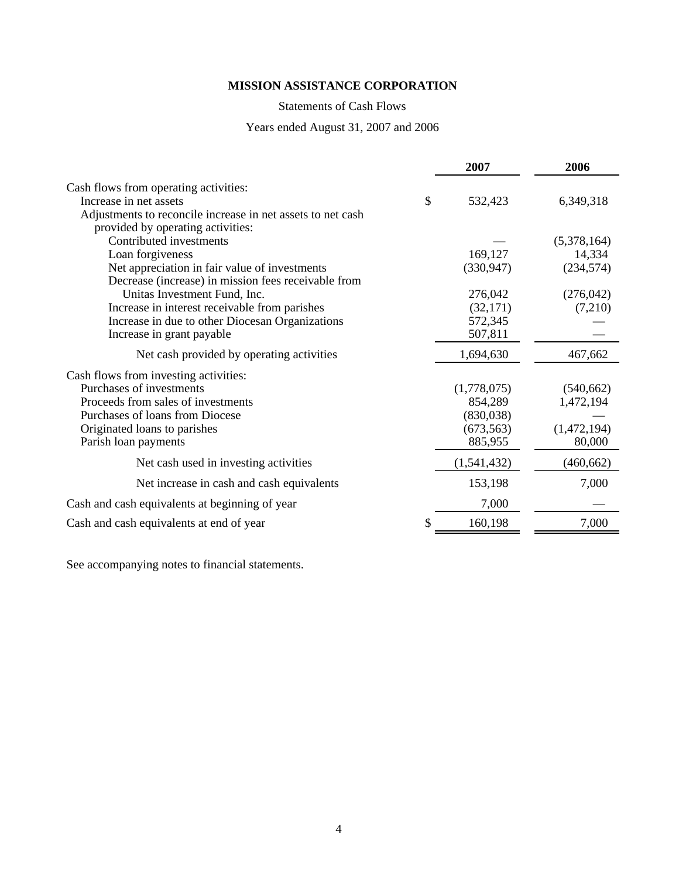**MISSION ASSISTANCE CORPORATION**

Statements of Cash Flows

Years ended August 31, 2007 and 2006

| | 2007 | 2006 |
|---|---|---|
| Cash flows from operating activities: | | |
| Increase in net assets | $ 532,423 | 6,349,318 |
| Adjustments to reconcile increase in net assets to net cash provided by operating activities: | | |
| Contributed investments | — | (5,378,164) |
| Loan forgiveness | 169,127 | 14,334 |
| Net appreciation in fair value of investments | (330,947) | (234,574) |
| Decrease (increase) in mission fees receivable from Unitas Investment Fund, Inc. | 276,042 | (276,042) |
| Increase in interest receivable from parishes | (32,171) | (7,210) |
| Increase in due to other Diocesan Organizations | 572,345 | — |
| Increase in grant payable | 507,811 | — |
| Net cash provided by operating activities | 1,694,630 | 467,662 |
| Cash flows from investing activities: | | |
| Purchases of investments | (1,778,075) | (540,662) |
| Proceeds from sales of investments | 854,289 | 1,472,194 |
| Purchases of loans from Diocese | (830,038) | — |
| Originated loans to parishes | (673,563) | (1,472,194) |
| Parish loan payments | 885,955 | 80,000 |
| Net cash used in investing activities | (1,541,432) | (460,662) |
| Net increase in cash and cash equivalents | 153,198 | 7,000 |
| Cash and cash equivalents at beginning of year | 7,000 | — |
| Cash and cash equivalents at end of year | $ 160,198 | 7,000 |

See accompanying notes to financial statements.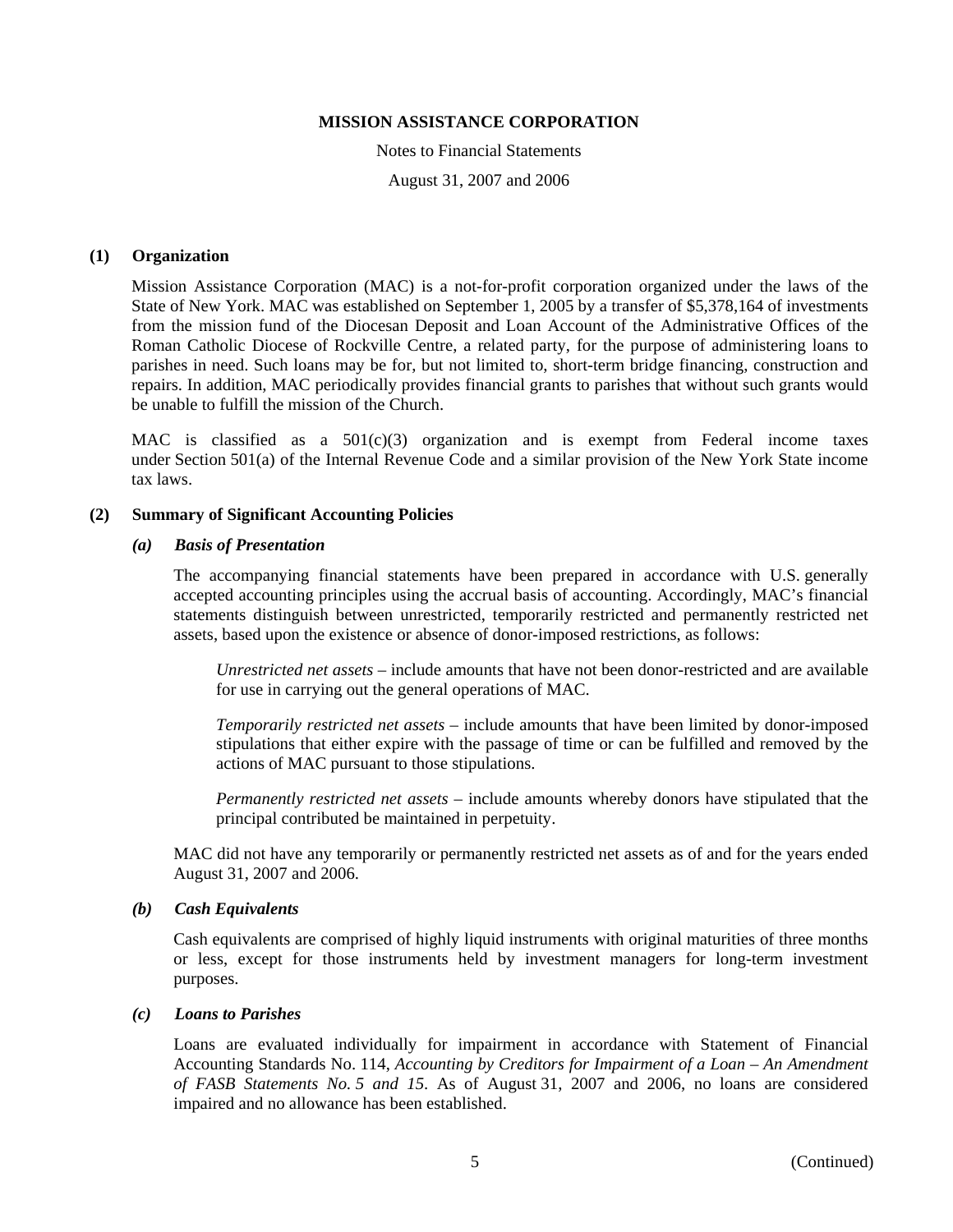**MISSION ASSISTANCE CORPORATION**

Notes to Financial Statements

August 31, 2007 and 2006

**(1) Organization**

Mission Assistance Corporation (MAC) is a not-for-profit corporation organized under the laws of the State of New York. MAC was established on September 1, 2005 by a transfer of $5,378,164 of investments from the mission fund of the Diocesan Deposit and Loan Account of the Administrative Offices of the Roman Catholic Diocese of Rockville Centre, a related party, for the purpose of administering loans to parishes in need. Such loans may be for, but not limited to, short-term bridge financing, construction and repairs. In addition, MAC periodically provides financial grants to parishes that without such grants would be unable to fulfill the mission of the Church.

MAC is classified as a 501(c)(3) organization and is exempt from Federal income taxes under Section 501(a) of the Internal Revenue Code and a similar provision of the New York State income tax laws.

**(2) Summary of Significant Accounting Policies**

***(a) Basis of Presentation***

The accompanying financial statements have been prepared in accordance with U.S. generally accepted accounting principles using the accrual basis of accounting. Accordingly, MAC's financial statements distinguish between unrestricted, temporarily restricted and permanently restricted net assets, based upon the existence or absence of donor-imposed restrictions, as follows:

*Unrestricted net assets* – include amounts that have not been donor-restricted and are available for use in carrying out the general operations of MAC.

*Temporarily restricted net assets* – include amounts that have been limited by donor-imposed stipulations that either expire with the passage of time or can be fulfilled and removed by the actions of MAC pursuant to those stipulations.

*Permanently restricted net assets* – include amounts whereby donors have stipulated that the principal contributed be maintained in perpetuity.

MAC did not have any temporarily or permanently restricted net assets as of and for the years ended August 31, 2007 and 2006.

***(b) Cash Equivalents***

Cash equivalents are comprised of highly liquid instruments with original maturities of three months or less, except for those instruments held by investment managers for long-term investment purposes.

***(c) Loans to Parishes***

Loans are evaluated individually for impairment in accordance with Statement of Financial Accounting Standards No. 114, *Accounting by Creditors for Impairment of a Loan – An Amendment of FASB Statements No. 5 and 15*. As of August 31, 2007 and 2006, no loans are considered impaired and no allowance has been established.

(Continued)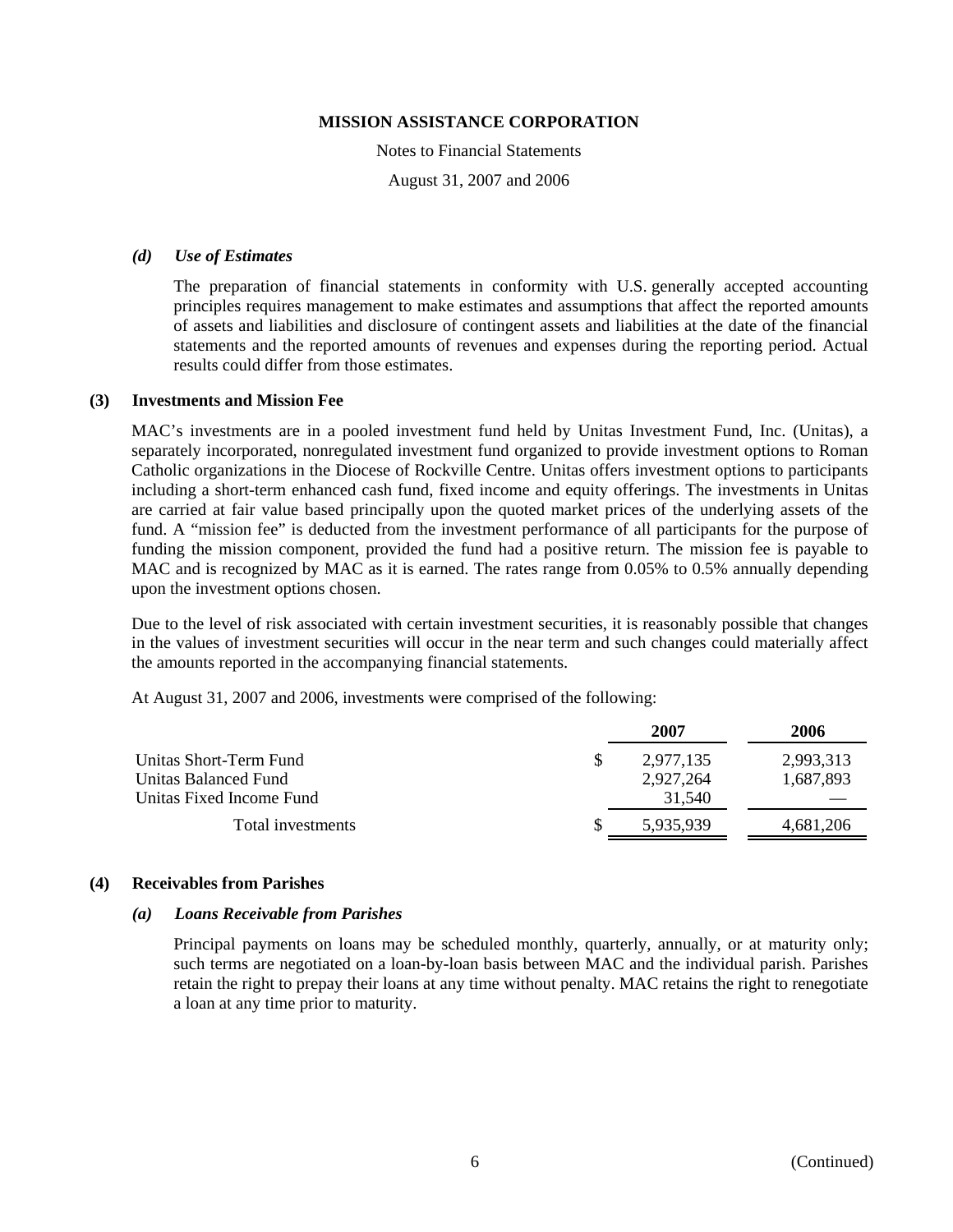#### (d) *Use of Estimates*

The preparation of financial statements in conformity with U.S. generally accepted accounting principles requires management to make estimates and assumptions that affect the reported amounts of assets and liabilities and disclosure of contingent assets and liabilities at the date of the financial statements and the reported amounts of revenues and expenses during the reporting period. Actual results could differ from those estimates.

### (3) Investments and Mission Fee

MAC's investments are in a pooled investment fund held by Unitas Investment Fund, Inc. (Unitas), a separately incorporated, nonregulated investment fund organized to provide investment options to Roman Catholic organizations in the Diocese of Rockville Centre. Unitas offers investment options to participants including a short-term enhanced cash fund, fixed income and equity offerings. The investments in Unitas are carried at fair value based principally upon the quoted market prices of the underlying assets of the fund. A "mission fee" is deducted from the investment performance of all participants for the purpose of funding the mission component, provided the fund had a positive return. The mission fee is payable to MAC and is recognized by MAC as it is earned. The rates range from 0.05% to 0.5% annually depending upon the investment options chosen.

Due to the level of risk associated with certain investment securities, it is reasonably possible that changes in the values of investment securities will occur in the near term and such changes could materially affect the amounts reported in the accompanying financial statements.

At August 31, 2007 and 2006, investments were comprised of the following:

| | 2007 | 2006 |
|---|---|---|
| Unitas Short-Term Fund | $ 2,977,135 | 2,993,313 |
| Unitas Balanced Fund | 2,927,264 | 1,687,893 |
| Unitas Fixed Income Fund | 31,540 | — |
| Total investments | $ 5,935,939 | 4,681,206 |

### (4) Receivables from Parishes

#### (a) *Loans Receivable from Parishes*

Principal payments on loans may be scheduled monthly, quarterly, annually, or at maturity only; such terms are negotiated on a loan-by-loan basis between MAC and the individual parish. Parishes retain the right to prepay their loans at any time without penalty. MAC retains the right to renegotiate a loan at any time prior to maturity.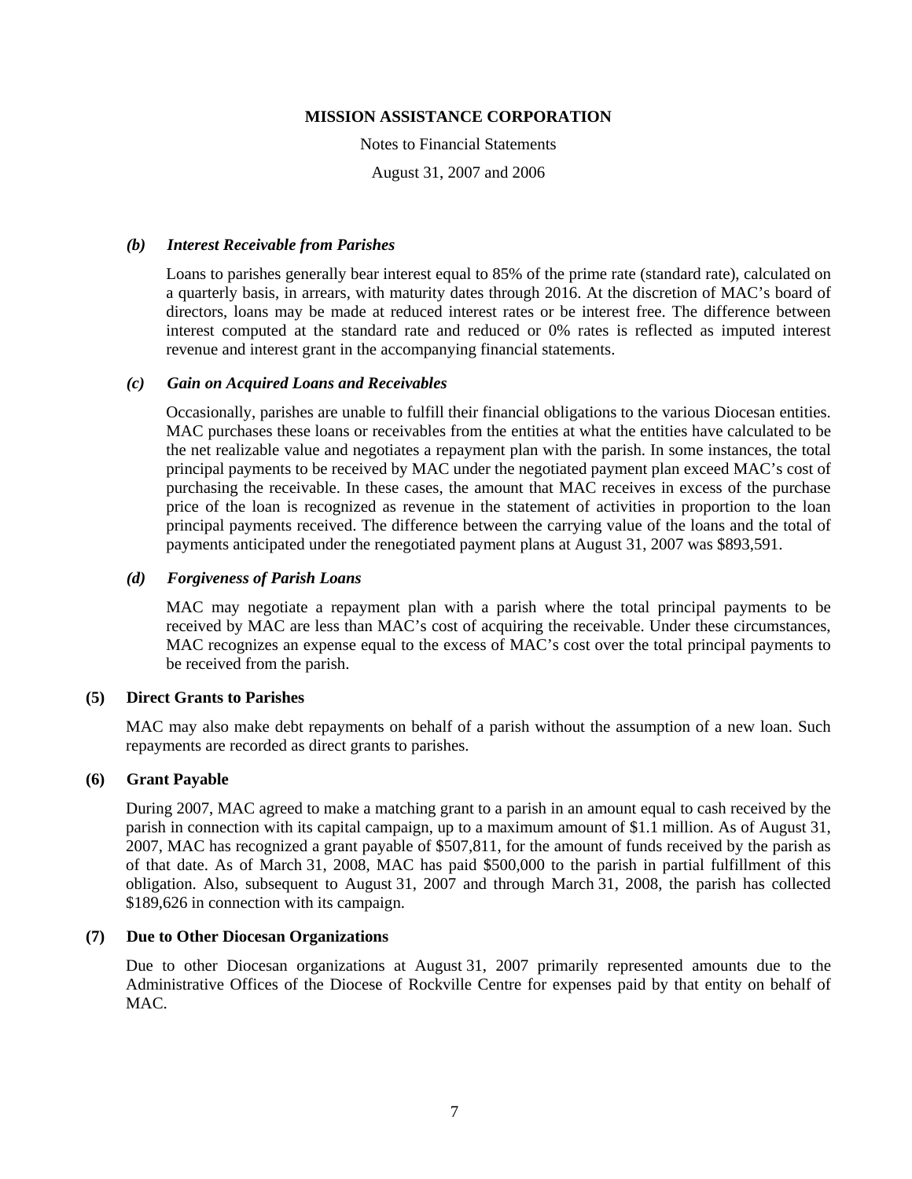**MISSION ASSISTANCE CORPORATION**

Notes to Financial Statements

August 31, 2007 and 2006

*(b)* ***Interest Receivable from Parishes***

Loans to parishes generally bear interest equal to 85% of the prime rate (standard rate), calculated on a quarterly basis, in arrears, with maturity dates through 2016. At the discretion of MAC's board of directors, loans may be made at reduced interest rates or be interest free. The difference between interest computed at the standard rate and reduced or 0% rates is reflected as imputed interest revenue and interest grant in the accompanying financial statements.

*(c)* ***Gain on Acquired Loans and Receivables***

Occasionally, parishes are unable to fulfill their financial obligations to the various Diocesan entities. MAC purchases these loans or receivables from the entities at what the entities have calculated to be the net realizable value and negotiates a repayment plan with the parish. In some instances, the total principal payments to be received by MAC under the negotiated payment plan exceed MAC's cost of purchasing the receivable. In these cases, the amount that MAC receives in excess of the purchase price of the loan is recognized as revenue in the statement of activities in proportion to the loan principal payments received. The difference between the carrying value of the loans and the total of payments anticipated under the renegotiated payment plans at August 31, 2007 was $893,591.

*(d)* ***Forgiveness of Parish Loans***

MAC may negotiate a repayment plan with a parish where the total principal payments to be received by MAC are less than MAC's cost of acquiring the receivable. Under these circumstances, MAC recognizes an expense equal to the excess of MAC's cost over the total principal payments to be received from the parish.

**(5) Direct Grants to Parishes**

MAC may also make debt repayments on behalf of a parish without the assumption of a new loan. Such repayments are recorded as direct grants to parishes.

**(6) Grant Payable**

During 2007, MAC agreed to make a matching grant to a parish in an amount equal to cash received by the parish in connection with its capital campaign, up to a maximum amount of $1.1 million. As of August 31, 2007, MAC has recognized a grant payable of $507,811, for the amount of funds received by the parish as of that date. As of March 31, 2008, MAC has paid $500,000 to the parish in partial fulfillment of this obligation. Also, subsequent to August 31, 2007 and through March 31, 2008, the parish has collected $189,626 in connection with its campaign.

**(7) Due to Other Diocesan Organizations**

Due to other Diocesan organizations at August 31, 2007 primarily represented amounts due to the Administrative Offices of the Diocese of Rockville Centre for expenses paid by that entity on behalf of MAC.